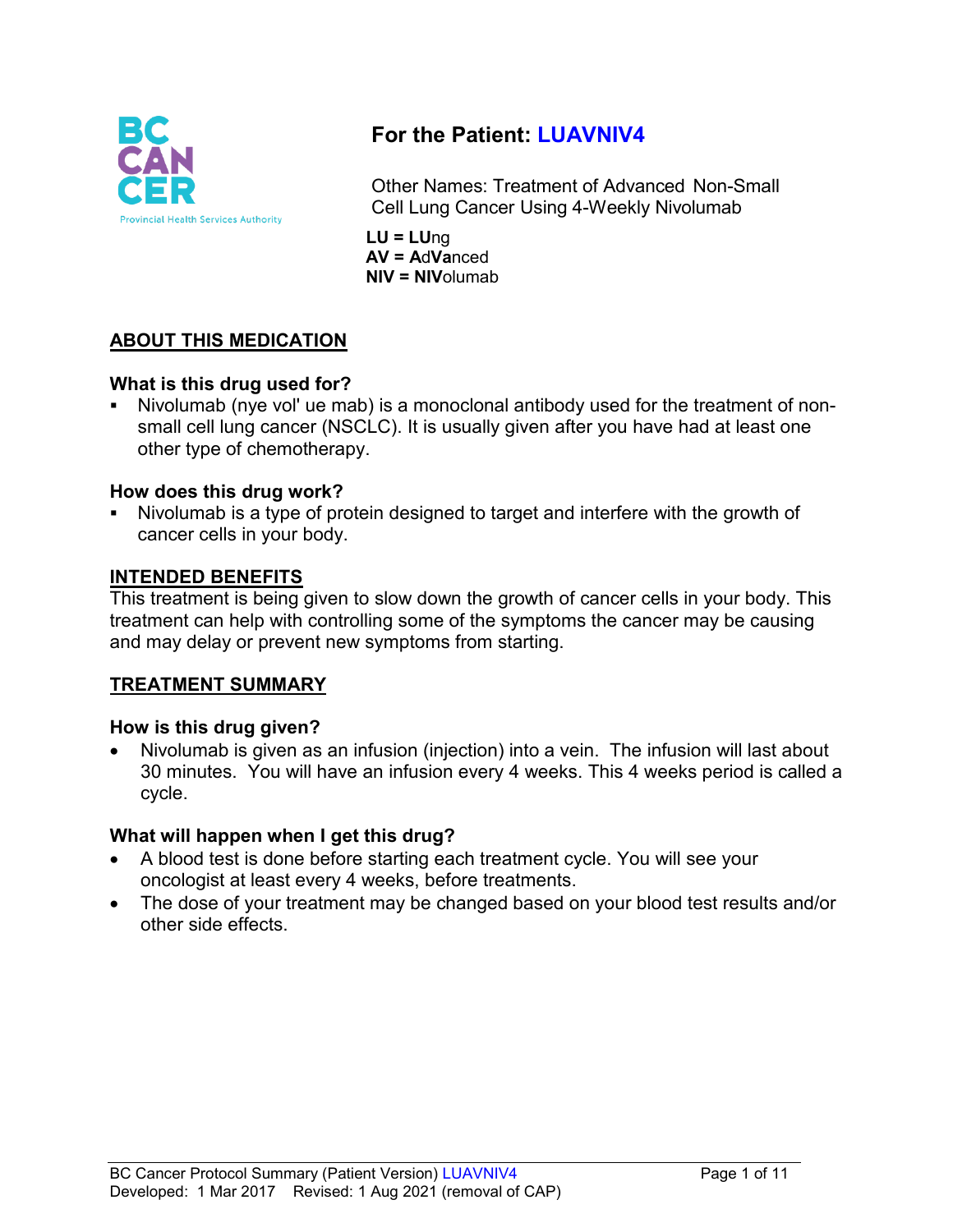# For the Patient: LUAVNIV4

Other Names: Treatment of Advanced Non-Small Cell Lung Cancer Using 4-Weekly Nivolumab

**LU = LU**ng
**AV = A**d**Va**nced
**NIV = NIV**olumab

## ABOUT THIS MEDICATION

### What is this drug used for?

- Nivolumab (nye vol' ue mab) is a monoclonal antibody used for the treatment of non-small cell lung cancer (NSCLC). It is usually given after you have had at least one other type of chemotherapy.

### How does this drug work?

- Nivolumab is a type of protein designed to target and interfere with the growth of cancer cells in your body.

## INTENDED BENEFITS

This treatment is being given to slow down the growth of cancer cells in your body. This treatment can help with controlling some of the symptoms the cancer may be causing and may delay or prevent new symptoms from starting.

## TREATMENT SUMMARY

### How is this drug given?

- Nivolumab is given as an infusion (injection) into a vein. The infusion will last about 30 minutes. You will have an infusion every 4 weeks. This 4 weeks period is called a cycle.

### What will happen when I get this drug?

- A blood test is done before starting each treatment cycle. You will see your oncologist at least every 4 weeks, before treatments.
- The dose of your treatment may be changed based on your blood test results and/or other side effects.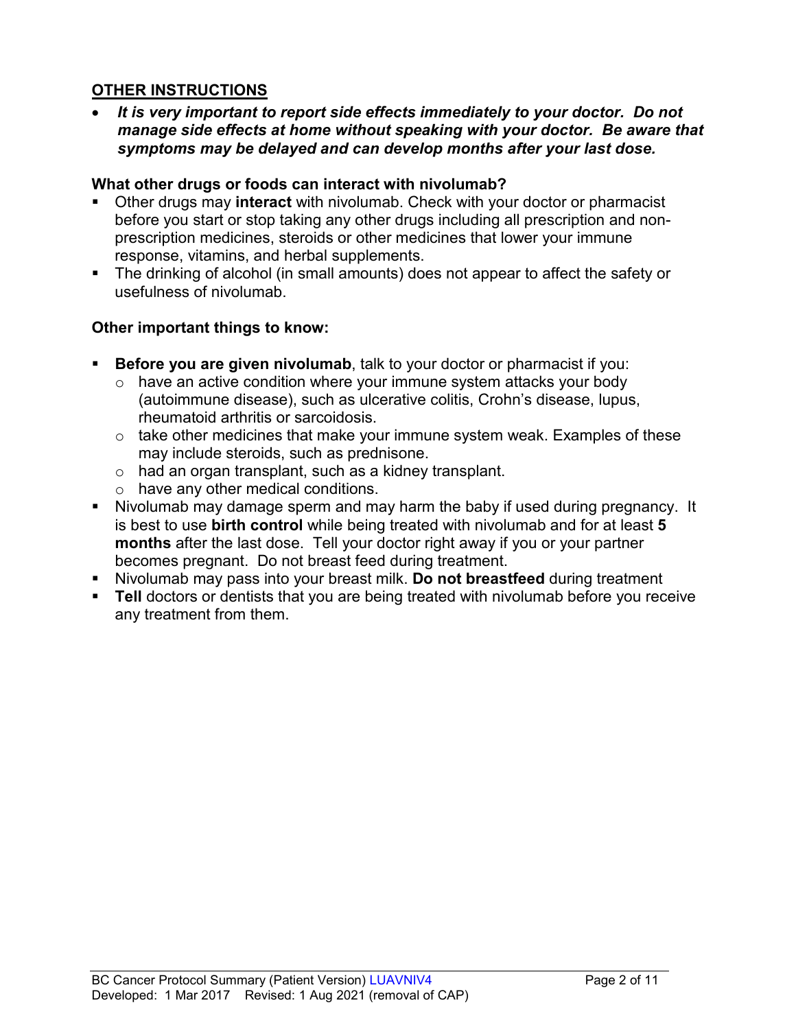## OTHER INSTRUCTIONS

- ***It is very important to report side effects immediately to your doctor. Do not manage side effects at home without speaking with your doctor. Be aware that symptoms may be delayed and can develop months after your last dose.***

### What other drugs or foods can interact with nivolumab?

- Other drugs may **interact** with nivolumab. Check with your doctor or pharmacist before you start or stop taking any other drugs including all prescription and non-prescription medicines, steroids or other medicines that lower your immune response, vitamins, and herbal supplements.
- The drinking of alcohol (in small amounts) does not appear to affect the safety or usefulness of nivolumab.

### Other important things to know:

- **Before you are given nivolumab**, talk to your doctor or pharmacist if you:
  - have an active condition where your immune system attacks your body (autoimmune disease), such as ulcerative colitis, Crohn's disease, lupus, rheumatoid arthritis or sarcoidosis.
  - take other medicines that make your immune system weak. Examples of these may include steroids, such as prednisone.
  - had an organ transplant, such as a kidney transplant.
  - have any other medical conditions.
- Nivolumab may damage sperm and may harm the baby if used during pregnancy. It is best to use **birth control** while being treated with nivolumab and for at least **5 months** after the last dose. Tell your doctor right away if you or your partner becomes pregnant. Do not breast feed during treatment.
- Nivolumab may pass into your breast milk. **Do not breastfeed** during treatment
- **Tell** doctors or dentists that you are being treated with nivolumab before you receive any treatment from them.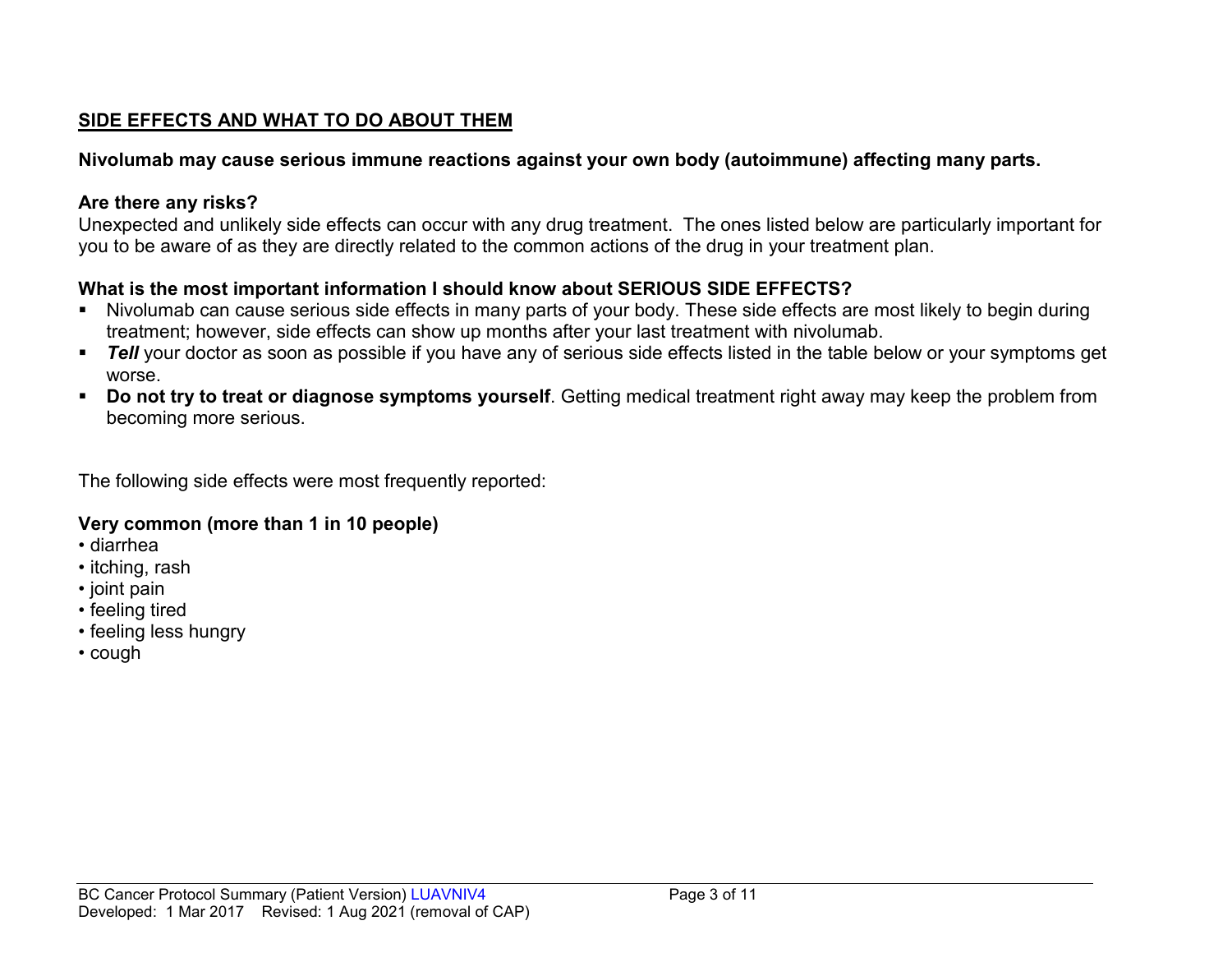## SIDE EFFECTS AND WHAT TO DO ABOUT THEM

**Nivolumab may cause serious immune reactions against your own body (autoimmune) affecting many parts.**

**Are there any risks?**

Unexpected and unlikely side effects can occur with any drug treatment. The ones listed below are particularly important for you to be aware of as they are directly related to the common actions of the drug in your treatment plan.

**What is the most important information I should know about SERIOUS SIDE EFFECTS?**

- Nivolumab can cause serious side effects in many parts of your body. These side effects are most likely to begin during treatment; however, side effects can show up months after your last treatment with nivolumab.
- ***Tell*** your doctor as soon as possible if you have any of serious side effects listed in the table below or your symptoms get worse.
- **Do not try to treat or diagnose symptoms yourself**. Getting medical treatment right away may keep the problem from becoming more serious.

The following side effects were most frequently reported:

**Very common (more than 1 in 10 people)**

- diarrhea
- itching, rash
- joint pain
- feeling tired
- feeling less hungry
- cough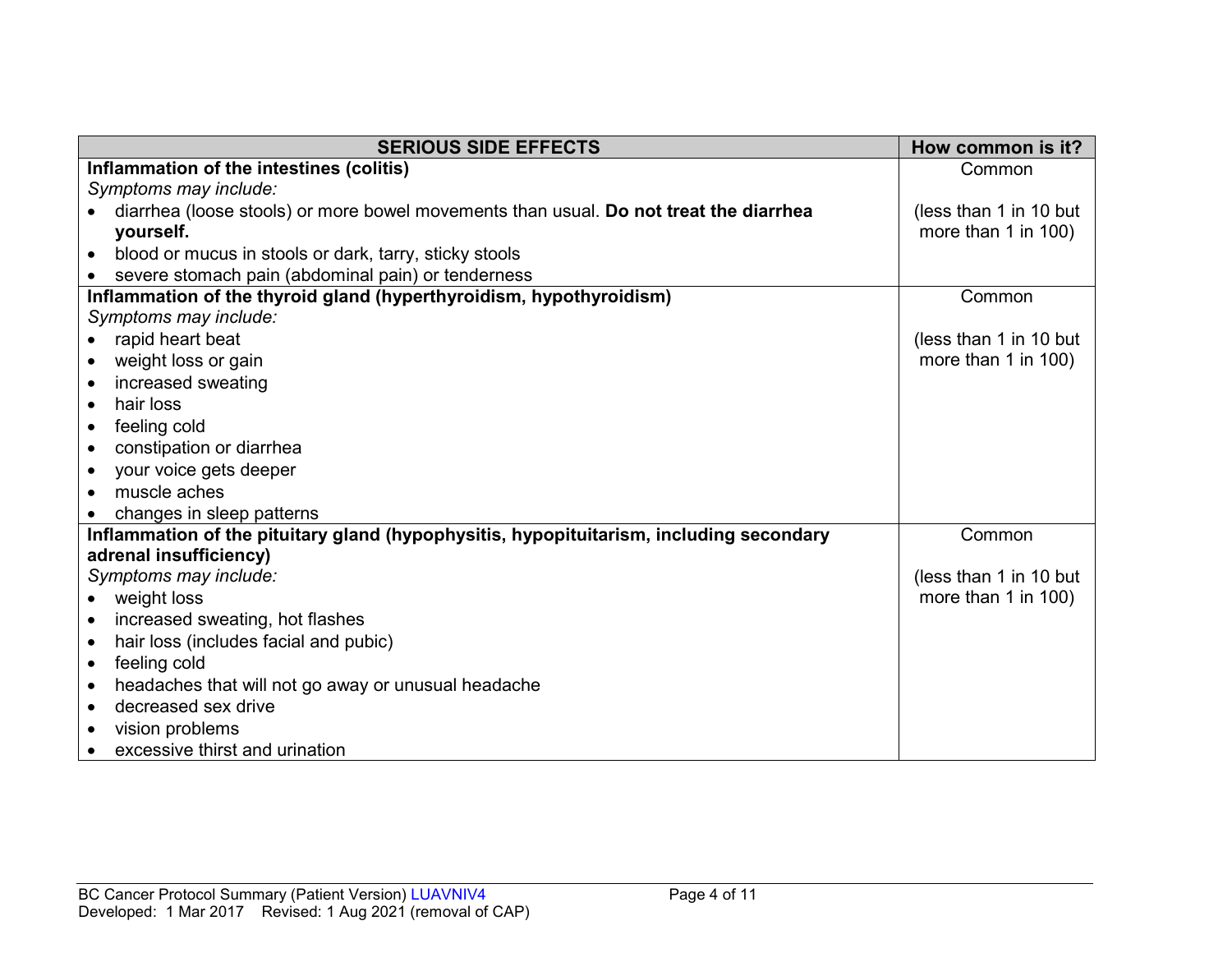| SERIOUS SIDE EFFECTS | How common is it? |
|---|---|
| **Inflammation of the intestines (colitis)**<br>*Symptoms may include:*<br>• diarrhea (loose stools) or more bowel movements than usual. **Do not treat the diarrhea yourself.**<br>• blood or mucus in stools or dark, tarry, sticky stools<br>• severe stomach pain (abdominal pain) or tenderness | Common<br><br>(less than 1 in 10 but more than 1 in 100) |
| **Inflammation of the thyroid gland (hyperthyroidism, hypothyroidism)**<br>*Symptoms may include:*<br>• rapid heart beat<br>• weight loss or gain<br>• increased sweating<br>• hair loss<br>• feeling cold<br>• constipation or diarrhea<br>• your voice gets deeper<br>• muscle aches<br>• changes in sleep patterns | Common<br><br>(less than 1 in 10 but more than 1 in 100) |
| **Inflammation of the pituitary gland (hypophysitis, hypopituitarism, including secondary adrenal insufficiency)**<br>*Symptoms may include:*<br>• weight loss<br>• increased sweating, hot flashes<br>• hair loss (includes facial and pubic)<br>• feeling cold<br>• headaches that will not go away or unusual headache<br>• decreased sex drive<br>• vision problems<br>• excessive thirst and urination | Common<br><br>(less than 1 in 10 but more than 1 in 100) |

BC Cancer Protocol Summary (Patient Version) LUAVNIV4
Developed: 1 Mar 2017 Revised: 1 Aug 2021 (removal of CAP)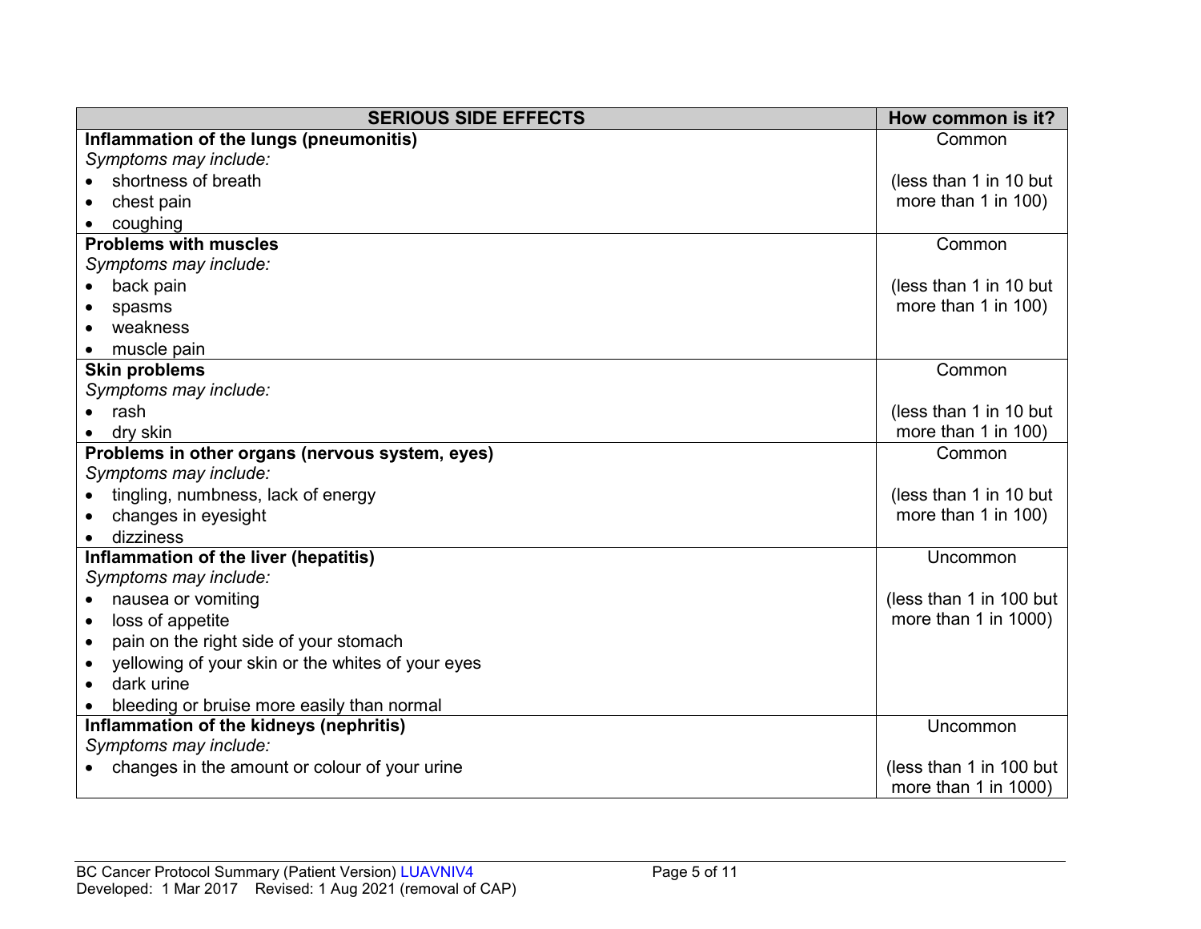| SERIOUS SIDE EFFECTS | How common is it? |
|---|---|
| **Inflammation of the lungs (pneumonitis)**<br>*Symptoms may include:*<br>• shortness of breath<br>• chest pain<br>• coughing | Common<br><br>(less than 1 in 10 but more than 1 in 100) |
| **Problems with muscles**<br>*Symptoms may include:*<br>• back pain<br>• spasms<br>• weakness<br>• muscle pain | Common<br><br>(less than 1 in 10 but more than 1 in 100) |
| **Skin problems**<br>*Symptoms may include:*<br>• rash<br>• dry skin | Common<br><br>(less than 1 in 10 but more than 1 in 100) |
| **Problems in other organs (nervous system, eyes)**<br>*Symptoms may include:*<br>• tingling, numbness, lack of energy<br>• changes in eyesight<br>• dizziness | Common<br><br>(less than 1 in 10 but more than 1 in 100) |
| **Inflammation of the liver (hepatitis)**<br>*Symptoms may include:*<br>• nausea or vomiting<br>• loss of appetite<br>• pain on the right side of your stomach<br>• yellowing of your skin or the whites of your eyes<br>• dark urine<br>• bleeding or bruise more easily than normal | Uncommon<br><br>(less than 1 in 100 but more than 1 in 1000) |
| **Inflammation of the kidneys (nephritis)**<br>*Symptoms may include:*<br>• changes in the amount or colour of your urine | Uncommon<br><br>(less than 1 in 100 but more than 1 in 1000) |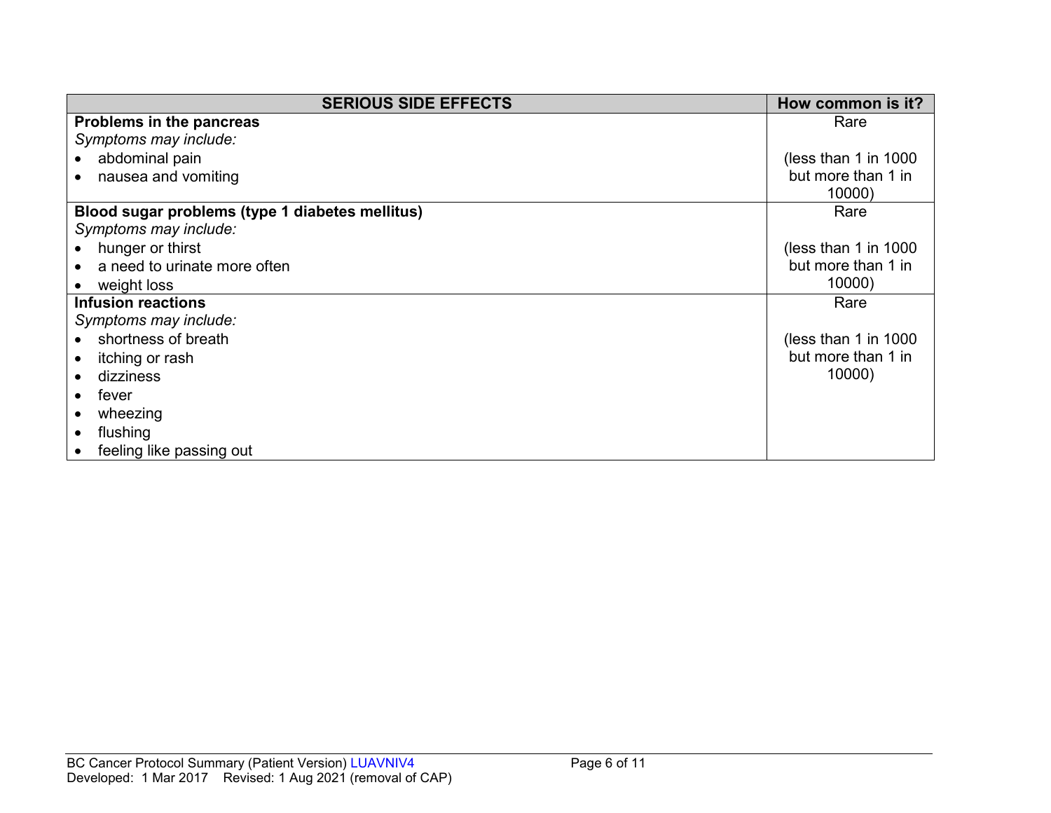| SERIOUS SIDE EFFECTS | How common is it? |
|---|---|
| **Problems in the pancreas**<br>*Symptoms may include:*<br>• abdominal pain<br>• nausea and vomiting | Rare<br><br>(less than 1 in 1000 but more than 1 in 10000) |
| **Blood sugar problems (type 1 diabetes mellitus)**<br>*Symptoms may include:*<br>• hunger or thirst<br>• a need to urinate more often<br>• weight loss | Rare<br><br>(less than 1 in 1000 but more than 1 in 10000) |
| **Infusion reactions**<br>*Symptoms may include:*<br>• shortness of breath<br>• itching or rash<br>• dizziness<br>• fever<br>• wheezing<br>• flushing<br>• feeling like passing out | Rare<br><br>(less than 1 in 1000 but more than 1 in 10000) |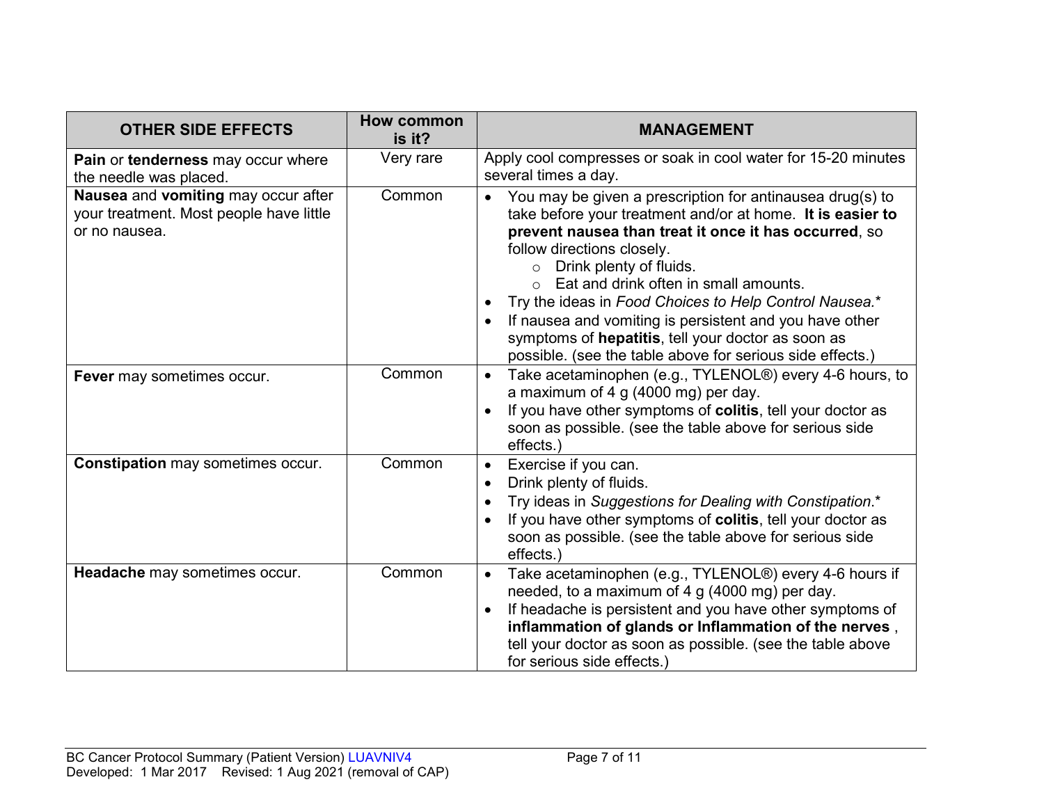| OTHER SIDE EFFECTS | How common is it? | MANAGEMENT |
|---|---|---|
| **Pain** or **tenderness** may occur where the needle was placed. | Very rare | Apply cool compresses or soak in cool water for 15-20 minutes several times a day. |
| **Nausea** and **vomiting** may occur after your treatment. Most people have little or no nausea. | Common | • You may be given a prescription for antinausea drug(s) to take before your treatment and/or at home. **It is easier to prevent nausea than treat it once it has occurred**, so follow directions closely.<br>&nbsp;&nbsp;&nbsp;&nbsp;○ Drink plenty of fluids.<br>&nbsp;&nbsp;&nbsp;&nbsp;○ Eat and drink often in small amounts.<br>• Try the ideas in *Food Choices to Help Control Nausea.**<br>• If nausea and vomiting is persistent and you have other symptoms of **hepatitis**, tell your doctor as soon as possible. (see the table above for serious side effects.) |
| **Fever** may sometimes occur. | Common | • Take acetaminophen (e.g., TYLENOL®) every 4-6 hours, to a maximum of 4 g (4000 mg) per day.<br>• If you have other symptoms of **colitis**, tell your doctor as soon as possible. (see the table above for serious side effects.) |
| **Constipation** may sometimes occur. | Common | • Exercise if you can.<br>• Drink plenty of fluids.<br>• Try ideas in *Suggestions for Dealing with Constipation*.*<br>• If you have other symptoms of **colitis**, tell your doctor as soon as possible. (see the table above for serious side effects.) |
| **Headache** may sometimes occur. | Common | • Take acetaminophen (e.g., TYLENOL®) every 4-6 hours if needed, to a maximum of 4 g (4000 mg) per day.<br>• If headache is persistent and you have other symptoms of **inflammation of glands or Inflammation of the nerves** , tell your doctor as soon as possible. (see the table above for serious side effects.) |

BC Cancer Protocol Summary (Patient Version) LUAVNIV4
Developed: 1 Mar 2017 Revised: 1 Aug 2021 (removal of CAP)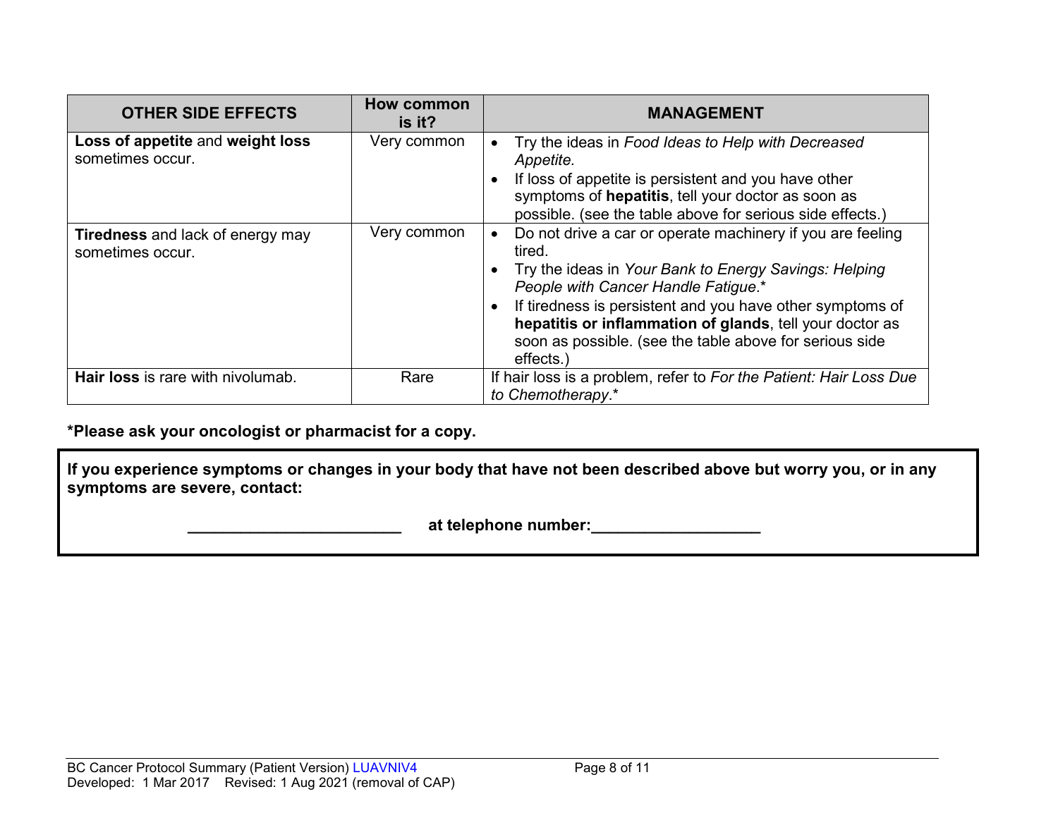| OTHER SIDE EFFECTS | How common is it? | MANAGEMENT |
|---|---|---|
| **Loss of appetite** and **weight loss** sometimes occur. | Very common | • Try the ideas in *Food Ideas to Help with Decreased Appetite.* <br> • If loss of appetite is persistent and you have other symptoms of **hepatitis**, tell your doctor as soon as possible. (see the table above for serious side effects.) |
| **Tiredness** and lack of energy may sometimes occur. | Very common | • Do not drive a car or operate machinery if you are feeling tired. <br> • Try the ideas in *Your Bank to Energy Savings: Helping People with Cancer Handle Fatigue*.* <br> • If tiredness is persistent and you have other symptoms of **hepatitis or inflammation of glands**, tell your doctor as soon as possible. (see the table above for serious side effects.) |
| **Hair loss** is rare with nivolumab. | Rare | If hair loss is a problem, refer to *For the Patient: Hair Loss Due to Chemotherapy*.* |

***Please ask your oncologist or pharmacist for a copy.**

**If you experience symptoms or changes in your body that have not been described above but worry you, or in any symptoms are severe, contact:**

**________________________ at telephone number:___________________**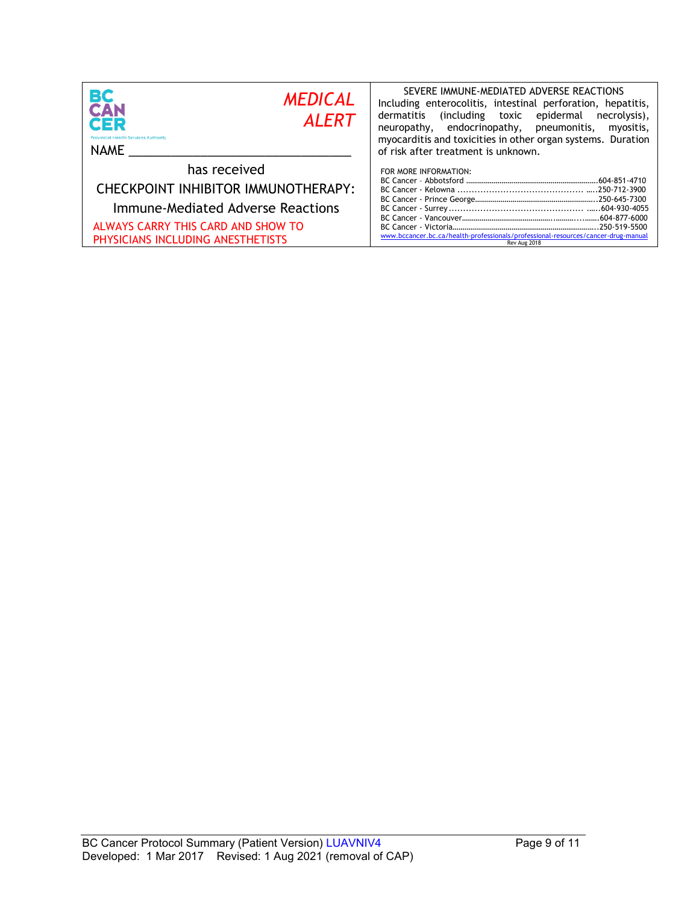BC CANCER
Provincial Health Services Authority

*MEDICAL ALERT*

NAME ______________________________

has received

CHECKPOINT INHIBITOR IMMUNOTHERAPY:

Immune-Mediated Adverse Reactions

ALWAYS CARRY THIS CARD AND SHOW TO PHYSICIANS INCLUDING ANESTHETISTS

SEVERE IMMUNE-MEDIATED ADVERSE REACTIONS

Including enterocolitis, intestinal perforation, hepatitis, dermatitis (including toxic epidermal necrolysis), neuropathy, endocrinopathy, pneumonitis, myositis, myocarditis and toxicities in other organ systems. Duration of risk after treatment is unknown.

FOR MORE INFORMATION:

BC Cancer – Abbotsford ........................................604-851-4710
BC Cancer - Kelowna ............................................250-712-3900
BC Cancer - Prince George....................................250-645-7300
BC Cancer - Surrey ...............................................604-930-4055
BC Cancer - Vancouver..........................................604-877-6000
BC Cancer - Victoria...............................................250-519-5500

www.bccancer.bc.ca/health-professionals/professional-resources/cancer-drug-manual

Rev Aug 2018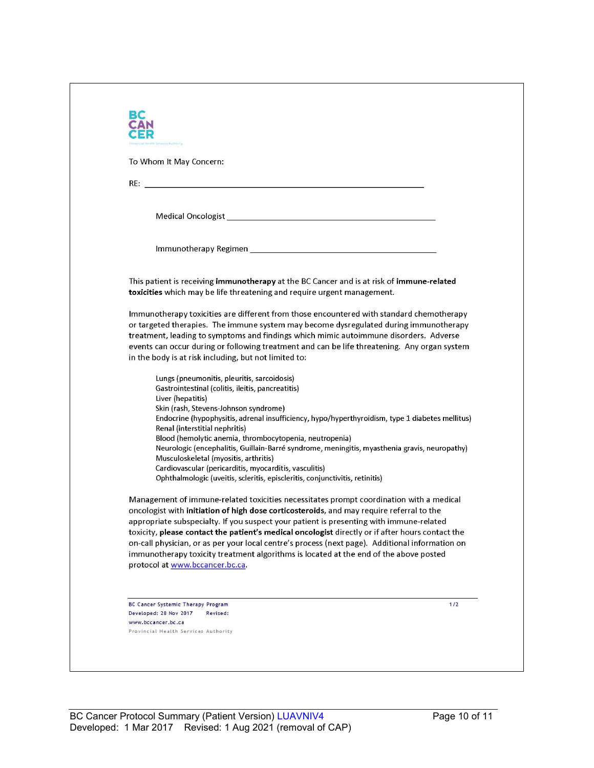BC CANCER

To Whom It May Concern:

RE: ______________________________________________

Medical Oncologist ______________________________________

Immunotherapy Regimen ___________________________________

This patient is receiving **immunotherapy** at the BC Cancer and is at risk of **immune-related toxicities** which may be life threatening and require urgent management.

Immunotherapy toxicities are different from those encountered with standard chemotherapy or targeted therapies. The immune system may become dysregulated during immunotherapy treatment, leading to symptoms and findings which mimic autoimmune disorders. Adverse events can occur during or following treatment and can be life threatening. Any organ system in the body is at risk including, but not limited to:

- Lungs (pneumonitis, pleuritis, sarcoidosis)
- Gastrointestinal (colitis, ileitis, pancreatitis)
- Liver (hepatitis)
- Skin (rash, Stevens-Johnson syndrome)
- Endocrine (hypophysitis, adrenal insufficiency, hypo/hyperthyroidism, type 1 diabetes mellitus)
- Renal (interstitial nephritis)
- Blood (hemolytic anemia, thrombocytopenia, neutropenia)
- Neurologic (encephalitis, Guillain-Barré syndrome, meningitis, myasthenia gravis, neuropathy)
- Musculoskeletal (myositis, arthritis)
- Cardiovascular (pericarditis, myocarditis, vasculitis)
- Ophthalmologic (uveitis, scleritis, episcleritis, conjunctivitis, retinitis)

Management of immune-related toxicities necessitates prompt coordination with a medical oncologist with **initiation of high dose corticosteroids**, and may require referral to the appropriate subspecialty. If you suspect your patient is presenting with immune-related toxicity, **please contact the patient's medical oncologist** directly or if after hours contact the on-call physician, or as per your local centre's process (next page). Additional information on immunotherapy toxicity treatment algorithms is located at the end of the above posted protocol at www.bccancer.bc.ca.

BC Cancer Systemic Therapy Program
Developed: 28 Nov 2017 Revised:
www.bccancer.bc.ca
Provincial Health Services Authority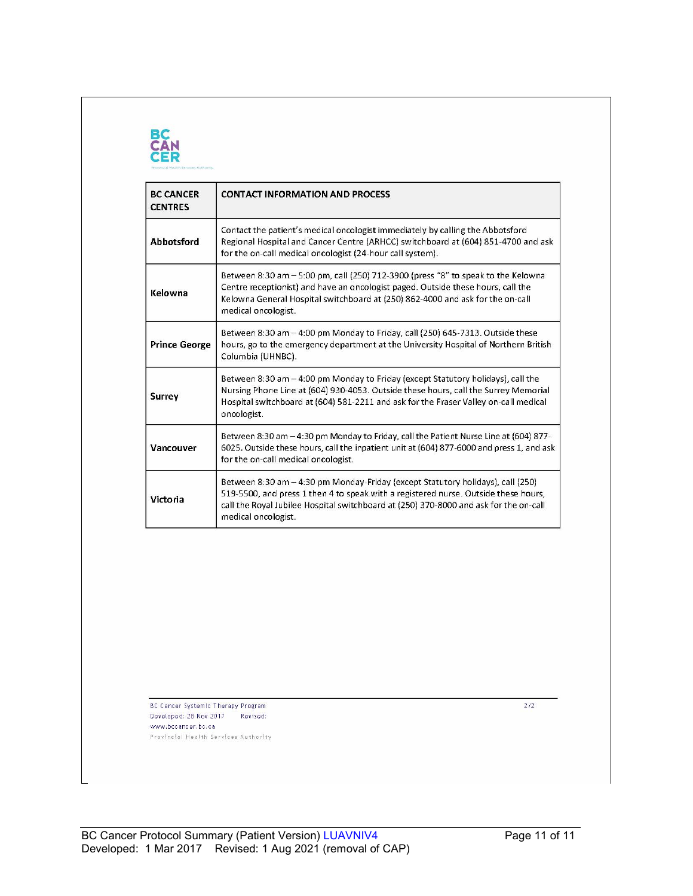| BC CANCER CENTRES | CONTACT INFORMATION AND PROCESS |
|---|---|
| **Abbotsford** | Contact the patient's medical oncologist immediately by calling the Abbotsford Regional Hospital and Cancer Centre (ARHCC) switchboard at (604) 851-4700 and ask for the on-call medical oncologist (24-hour call system). |
| **Kelowna** | Between 8:30 am – 5:00 pm, call (250) 712-3900 (press "8" to speak to the Kelowna Centre receptionist) and have an oncologist paged. Outside these hours, call the Kelowna General Hospital switchboard at (250) 862-4000 and ask for the on-call medical oncologist. |
| **Prince George** | Between 8:30 am – 4:00 pm Monday to Friday, call (250) 645-7313. Outside these hours, go to the emergency department at the University Hospital of Northern British Columbia (UHNBC). |
| **Surrey** | Between 8:30 am – 4:00 pm Monday to Friday (except Statutory holidays), call the Nursing Phone Line at (604) 930-4053. Outside these hours, call the Surrey Memorial Hospital switchboard at (604) 581-2211 and ask for the Fraser Valley on-call medical oncologist. |
| **Vancouver** | Between 8:30 am – 4:30 pm Monday to Friday, call the Patient Nurse Line at (604) 877-6025. Outside these hours, call the inpatient unit at (604) 877-6000 and press 1, and ask for the on-call medical oncologist. |
| **Victoria** | Between 8:30 am – 4:30 pm Monday-Friday (except Statutory holidays), call (250) 519-5500, and press 1 then 4 to speak with a registered nurse. Outside these hours, call the Royal Jubilee Hospital switchboard at (250) 370-8000 and ask for the on-call medical oncologist. |

BC Cancer Systemic Therapy Program
Developed: 28 Nov 2017 Revised:
www.bccancer.bc.ca
Provincial Health Services Authority